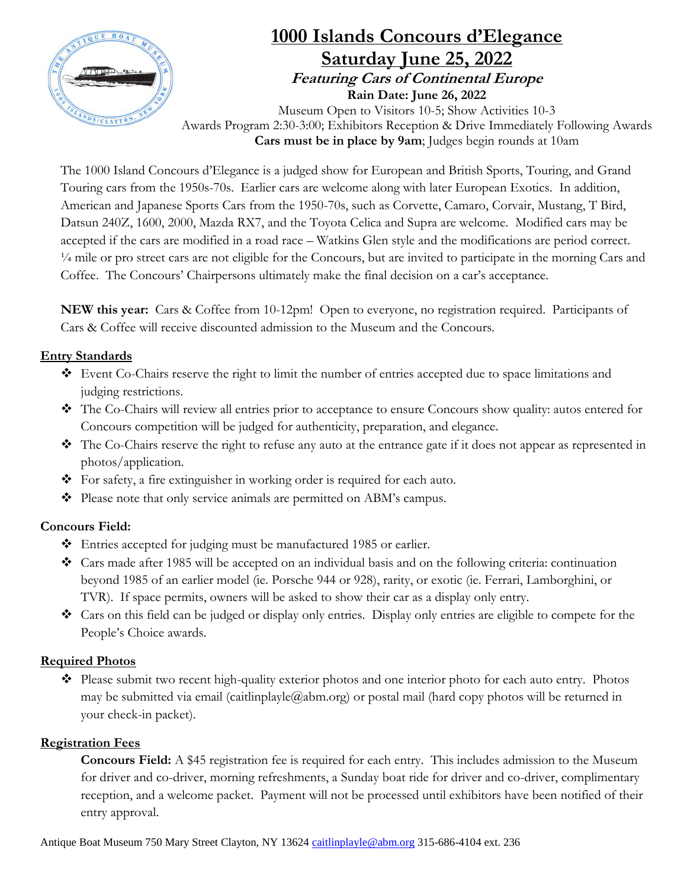# 1000 Islands Concours d'Elegance

## Saturday June 25, 2022

***Featuring Cars of Continental Europe***

**Rain Date: June 26, 2022**

Museum Open to Visitors 10-5; Show Activities 10-3

Awards Program 2:30-3:00; Exhibitors Reception & Drive Immediately Following Awards

**Cars must be in place by 9am**; Judges begin rounds at 10am

The 1000 Island Concours d'Elegance is a judged show for European and British Sports, Touring, and Grand Touring cars from the 1950s-70s. Earlier cars are welcome along with later European Exotics. In addition, American and Japanese Sports Cars from the 1950-70s, such as Corvette, Camaro, Corvair, Mustang, T Bird, Datsun 240Z, 1600, 2000, Mazda RX7, and the Toyota Celica and Supra are welcome. Modified cars may be accepted if the cars are modified in a road race – Watkins Glen style and the modifications are period correct. ¼ mile or pro street cars are not eligible for the Concours, but are invited to participate in the morning Cars and Coffee. The Concours' Chairpersons ultimately make the final decision on a car's acceptance.

**NEW this year:** Cars & Coffee from 10-12pm! Open to everyone, no registration required. Participants of Cars & Coffee will receive discounted admission to the Museum and the Concours.

### Entry Standards

- Event Co-Chairs reserve the right to limit the number of entries accepted due to space limitations and judging restrictions.
- The Co-Chairs will review all entries prior to acceptance to ensure Concours show quality: autos entered for Concours competition will be judged for authenticity, preparation, and elegance.
- The Co-Chairs reserve the right to refuse any auto at the entrance gate if it does not appear as represented in photos/application.
- For safety, a fire extinguisher in working order is required for each auto.
- Please note that only service animals are permitted on ABM's campus.

### Concours Field:

- Entries accepted for judging must be manufactured 1985 or earlier.
- Cars made after 1985 will be accepted on an individual basis and on the following criteria: continuation beyond 1985 of an earlier model (ie. Porsche 944 or 928), rarity, or exotic (ie. Ferrari, Lamborghini, or TVR). If space permits, owners will be asked to show their car as a display only entry.
- Cars on this field can be judged or display only entries. Display only entries are eligible to compete for the People's Choice awards.

### Required Photos

- Please submit two recent high-quality exterior photos and one interior photo for each auto entry. Photos may be submitted via email (caitlinplayle@abm.org) or postal mail (hard copy photos will be returned in your check-in packet).

### Registration Fees

**Concours Field:** A $45 registration fee is required for each entry. This includes admission to the Museum for driver and co-driver, morning refreshments, a Sunday boat ride for driver and co-driver, complimentary reception, and a welcome packet. Payment will not be processed until exhibitors have been notified of their entry approval.

Antique Boat Museum 750 Mary Street Clayton, NY 13624 caitlinplayle@abm.org 315-686-4104 ext. 236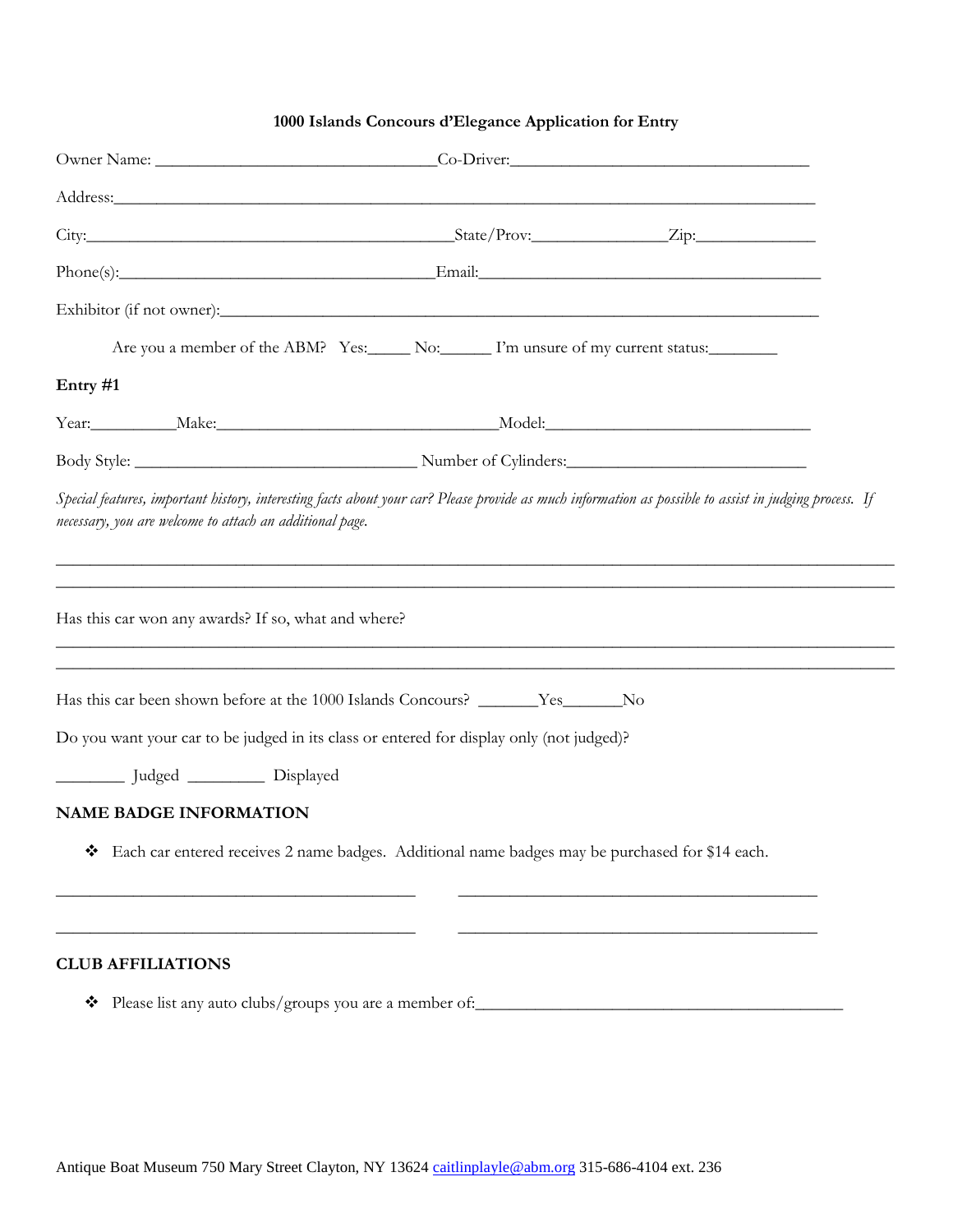**1000 Islands Concours d'Elegance Application for Entry**

Owner Name: ________________________________Co-Driver:__________________________________

Address:_______________________________________________________________________________

City:__________________________________________State/Prov:_______________Zip:_____________

Phone(s):____________________________________Email:_______________________________________

Exhibitor (if not owner):_________________________________________________________________

Are you a member of the ABM? Yes:_____ No:______ I'm unsure of my current status:________

**Entry #1**

Year:__________Make:_________________________________Model:_______________________________

Body Style: _________________________________ Number of Cylinders:____________________________

*Special features, important history, interesting facts about your car? Please provide as much information as possible to assist in judging process. If necessary, you are welcome to attach an additional page.*

______________________________________________________________________________________________

______________________________________________________________________________________________

Has this car won any awards? If so, what and where?

______________________________________________________________________________________________

______________________________________________________________________________________________

Has this car been shown before at the 1000 Islands Concours? _______Yes_______No

Do you want your car to be judged in its class or entered for display only (not judged)?

________ Judged _________ Displayed

**NAME BADGE INFORMATION**

- Each car entered receives 2 name badges. Additional name badges may be purchased for $14 each.

___________________________________________ ___________________________________________

___________________________________________ ___________________________________________

**CLUB AFFILIATIONS**

- Please list any auto clubs/groups you are a member of:____________________________________________

Antique Boat Museum 750 Mary Street Clayton, NY 13624 caitlinplayle@abm.org 315-686-4104 ext. 236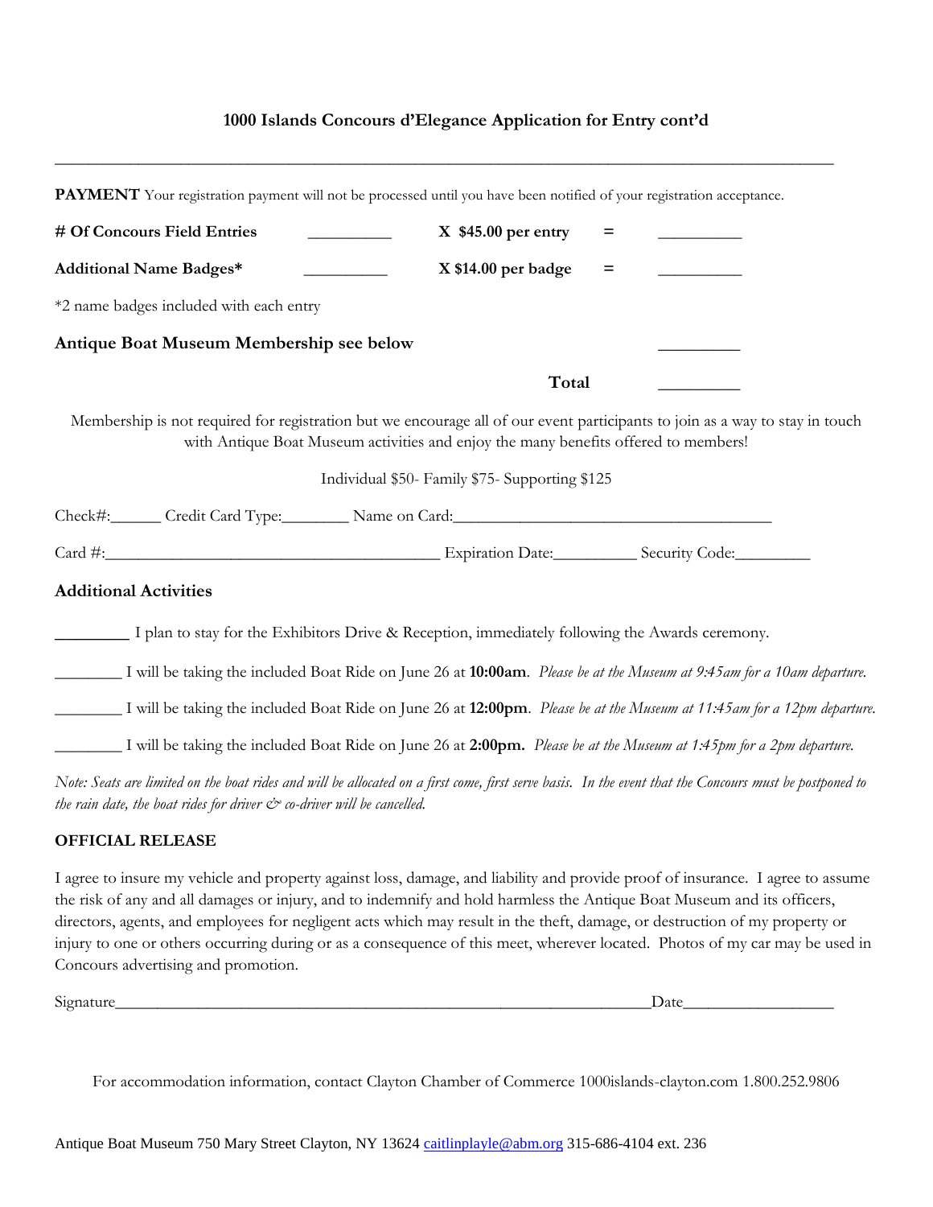# 1000 Islands Concours d'Elegance Application for Entry cont'd

---

**PAYMENT** Your registration payment will not be processed until you have been notified of your registration acceptance.

| | | | | |
|---|---|---|---|---|
| **# Of Concours Field Entries** | __________ | **X $45.00 per entry** | = | __________ |
| **Additional Name Badges*** | __________ | **X $14.00 per badge** | = | __________ |

*2 name badges included with each entry

**Antique Boat Museum Membership see below** __________

**Total** __________

Membership is not required for registration but we encourage all of our event participants to join as a way to stay in touch with Antique Boat Museum activities and enjoy the many benefits offered to members!

Individual $50- Family $75- Supporting $125

Check#:______ Credit Card Type:________ Name on Card:________________________________________

Card #:__________________________________________ Expiration Date:__________ Security Code:_________

### Additional Activities

_________ I plan to stay for the Exhibitors Drive & Reception, immediately following the Awards ceremony.

________ I will be taking the included Boat Ride on June 26 at **10:00am**. *Please be at the Museum at 9:45am for a 10am departure.*

________ I will be taking the included Boat Ride on June 26 at **12:00pm**. *Please be at the Museum at 11:45am for a 12pm departure.*

________ I will be taking the included Boat Ride on June 26 at **2:00pm.** *Please be at the Museum at 1:45pm for a 2pm departure.*

*Note: Seats are limited on the boat rides and will be allocated on a first come, first serve basis. In the event that the Concours must be postponed to the rain date, the boat rides for driver & co-driver will be cancelled.*

### OFFICIAL RELEASE

I agree to insure my vehicle and property against loss, damage, and liability and provide proof of insurance. I agree to assume the risk of any and all damages or injury, and to indemnify and hold harmless the Antique Boat Museum and its officers, directors, agents, and employees for negligent acts which may result in the theft, damage, or destruction of my property or injury to one or others occurring during or as a consequence of this meet, wherever located. Photos of my car may be used in Concours advertising and promotion.

Signature____________________________________________________________________Date__________________

For accommodation information, contact Clayton Chamber of Commerce 1000islands-clayton.com 1.800.252.9806

Antique Boat Museum 750 Mary Street Clayton, NY 13624 caitlinplayle@abm.org 315-686-4104 ext. 236